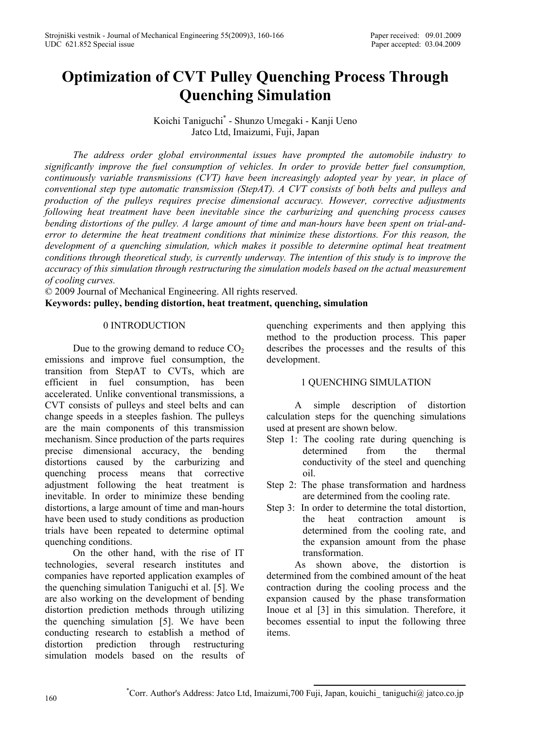# Optimization of CVT Pulley Quenching Process Through Quenching Simulation

Koichi Taniguchi* - Shunzo Umegaki - Kanji Ueno
Jatco Ltd, Imaizumi, Fuji, Japan

*The address order global environmental issues have prompted the automobile industry to significantly improve the fuel consumption of vehicles. In order to provide better fuel consumption, continuously variable transmissions (CVT) have been increasingly adopted year by year, in place of conventional step type automatic transmission (StepAT). A CVT consists of both belts and pulleys and production of the pulleys requires precise dimensional accuracy. However, corrective adjustments following heat treatment have been inevitable since the carburizing and quenching process causes bending distortions of the pulley. A large amount of time and man-hours have been spent on trial-and-error to determine the heat treatment conditions that minimize these distortions. For this reason, the development of a quenching simulation, which makes it possible to determine optimal heat treatment conditions through theoretical study, is currently underway. The intention of this study is to improve the accuracy of this simulation through restructuring the simulation models based on the actual measurement of cooling curves.*

© 2009 Journal of Mechanical Engineering. All rights reserved.

**Keywords: pulley, bending distortion, heat treatment, quenching, simulation**

## 0 INTRODUCTION

Due to the growing demand to reduce $CO_2$ emissions and improve fuel consumption, the transition from StepAT to CVTs, which are efficient in fuel consumption, has been accelerated. Unlike conventional transmissions, a CVT consists of pulleys and steel belts and can change speeds in a steeples fashion. The pulleys are the main components of this transmission mechanism. Since production of the parts requires precise dimensional accuracy, the bending distortions caused by the carburizing and quenching process means that corrective adjustment following the heat treatment is inevitable. In order to minimize these bending distortions, a large amount of time and man-hours have been used to study conditions as production trials have been repeated to determine optimal quenching conditions.

On the other hand, with the rise of IT technologies, several research institutes and companies have reported application examples of the quenching simulation Taniguchi et al. [5]. We are also working on the development of bending distortion prediction methods through utilizing the quenching simulation [5]. We have been conducting research to establish a method of distortion prediction through restructuring simulation models based on the results of quenching experiments and then applying this method to the production process. This paper describes the processes and the results of this development.

## 1 QUENCHING SIMULATION

A simple description of distortion calculation steps for the quenching simulations used at present are shown below.

Step 1: The cooling rate during quenching is determined from the thermal conductivity of the steel and quenching oil.

Step 2: The phase transformation and hardness are determined from the cooling rate.

Step 3: In order to determine the total distortion, the heat contraction amount is determined from the cooling rate, and the expansion amount from the phase transformation.

As shown above, the distortion is determined from the combined amount of the heat contraction during the cooling process and the expansion caused by the phase transformation Inoue et al [3] in this simulation. Therefore, it becomes essential to input the following three items.

*Corr. Author's Address: Jatco Ltd, Imaizumi,700 Fuji, Japan, kouichi_ taniguchi@ jatco.co.jp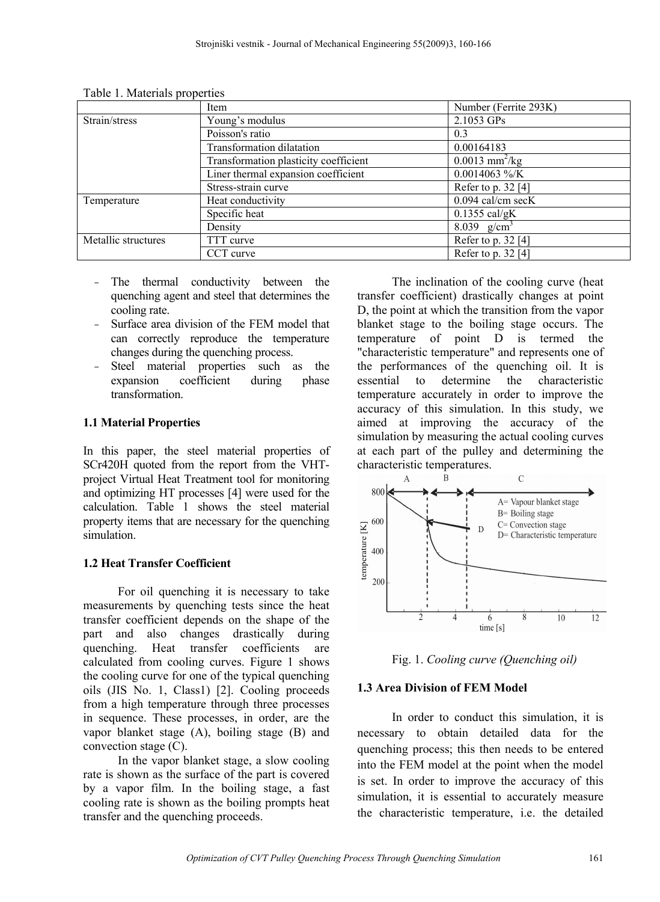Table 1. Materials properties

| | Item | Number (Ferrite 293K) |
|---|---|---|
| Strain/stress | Young's modulus | 2.1053 GPs |
| | Poisson's ratio | 0.3 |
| | Transformation dilatation | 0.00164183 |
| | Transformation plasticity coefficient | 0.0013 $mm^2/kg$ |
| | Liner thermal expansion coefficient | 0.0014063 %/K |
| | Stress-strain curve | Refer to p. 32 [4] |
| Temperature | Heat conductivity | 0.094 cal/cm secK |
| | Specific heat | 0.1355 cal/gK |
| | Density | 8.039 $g/cm^3$ |
| Metallic structures | TTT curve | Refer to p. 32 [4] |
| | CCT curve | Refer to p. 32 [4] |

- The thermal conductivity between the quenching agent and steel that determines the cooling rate.
- Surface area division of the FEM model that can correctly reproduce the temperature changes during the quenching process.
- Steel material properties such as the expansion coefficient during phase transformation.

### 1.1 Material Properties

In this paper, the steel material properties of SCr420H quoted from the report from the VHT-project Virtual Heat Treatment tool for monitoring and optimizing HT processes [4] were used for the calculation. Table 1 shows the steel material property items that are necessary for the quenching simulation.

### 1.2 Heat Transfer Coefficient

For oil quenching it is necessary to take measurements by quenching tests since the heat transfer coefficient depends on the shape of the part and also changes drastically during quenching. Heat transfer coefficients are calculated from cooling curves. Figure 1 shows the cooling curve for one of the typical quenching oils (JIS No. 1, Class1) [2]. Cooling proceeds from a high temperature through three processes in sequence. These processes, in order, are the vapor blanket stage (A), boiling stage (B) and convection stage (C).

In the vapor blanket stage, a slow cooling rate is shown as the surface of the part is covered by a vapor film. In the boiling stage, a fast cooling rate is shown as the boiling prompts heat transfer and the quenching proceeds.

The inclination of the cooling curve (heat transfer coefficient) drastically changes at point D, the point at which the transition from the vapor blanket stage to the boiling stage occurs. The temperature of point D is termed the "characteristic temperature" and represents one of the performances of the quenching oil. It is essential to determine the characteristic temperature accurately in order to improve the accuracy of this simulation. In this study, we aimed at improving the accuracy of the simulation by measuring the actual cooling curves at each part of the pulley and determining the characteristic temperatures.

Fig. 1. *Cooling curve (Quenching oil)*

### 1.3 Area Division of FEM Model

In order to conduct this simulation, it is necessary to obtain detailed data for the quenching process; this then needs to be entered into the FEM model at the point when the model is set. In order to improve the accuracy of this simulation, it is essential to accurately measure the characteristic temperature, i.e. the detailed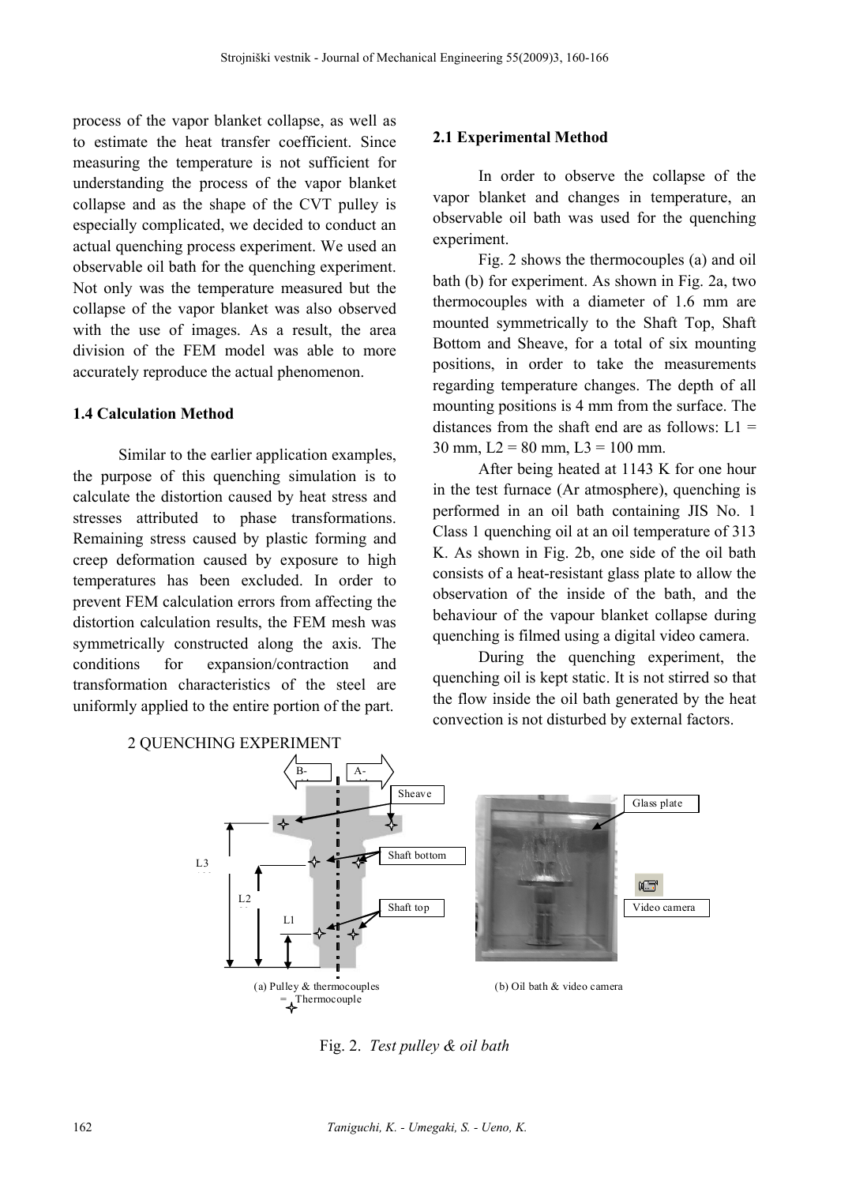process of the vapor blanket collapse, as well as to estimate the heat transfer coefficient. Since measuring the temperature is not sufficient for understanding the process of the vapor blanket collapse and as the shape of the CVT pulley is especially complicated, we decided to conduct an actual quenching process experiment. We used an observable oil bath for the quenching experiment. Not only was the temperature measured but the collapse of the vapor blanket was also observed with the use of images. As a result, the area division of the FEM model was able to more accurately reproduce the actual phenomenon.

### 1.4 Calculation Method

Similar to the earlier application examples, the purpose of this quenching simulation is to calculate the distortion caused by heat stress and stresses attributed to phase transformations. Remaining stress caused by plastic forming and creep deformation caused by exposure to high temperatures has been excluded. In order to prevent FEM calculation errors from affecting the distortion calculation results, the FEM mesh was symmetrically constructed along the axis. The conditions for expansion/contraction and transformation characteristics of the steel are uniformly applied to the entire portion of the part.

## 2 QUENCHING EXPERIMENT

### 2.1 Experimental Method

In order to observe the collapse of the vapor blanket and changes in temperature, an observable oil bath was used for the quenching experiment.

Fig. 2 shows the thermocouples (a) and oil bath (b) for experiment. As shown in Fig. 2a, two thermocouples with a diameter of 1.6 mm are mounted symmetrically to the Shaft Top, Shaft Bottom and Sheave, for a total of six mounting positions, in order to take the measurements regarding temperature changes. The depth of all mounting positions is 4 mm from the surface. The distances from the shaft end are as follows: L1 = 30 mm, L2 = 80 mm, L3 = 100 mm.

After being heated at 1143 K for one hour in the test furnace (Ar atmosphere), quenching is performed in an oil bath containing JIS No. 1 Class 1 quenching oil at an oil temperature of 313 K. As shown in Fig. 2b, one side of the oil bath consists of a heat-resistant glass plate to allow the observation of the inside of the bath, and the behaviour of the vapour blanket collapse during quenching is filmed using a digital video camera.

During the quenching experiment, the quenching oil is kept static. It is not stirred so that the flow inside the oil bath generated by the heat convection is not disturbed by external factors.

(a) Pulley & thermocouples (b) Oil bath & video camera

Fig. 2. *Test pulley & oil bath*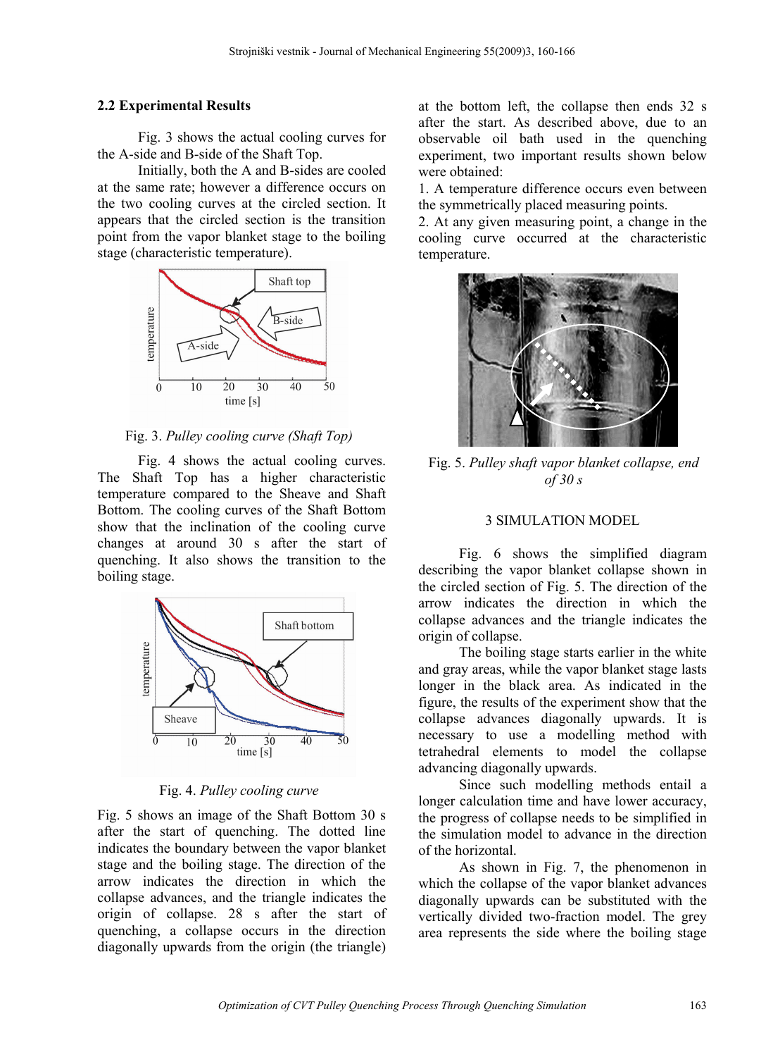### 2.2 Experimental Results

Fig. 3 shows the actual cooling curves for the A-side and B-side of the Shaft Top.

Initially, both the A and B-sides are cooled at the same rate; however a difference occurs on the two cooling curves at the circled section. It appears that the circled section is the transition point from the vapor blanket stage to the boiling stage (characteristic temperature).

Fig. 3. *Pulley cooling curve (Shaft Top)*

Fig. 4 shows the actual cooling curves. The Shaft Top has a higher characteristic temperature compared to the Sheave and Shaft Bottom. The cooling curves of the Shaft Bottom show that the inclination of the cooling curve changes at around 30 s after the start of quenching. It also shows the transition to the boiling stage.

Fig. 4. *Pulley cooling curve*

Fig. 5 shows an image of the Shaft Bottom 30 s after the start of quenching. The dotted line indicates the boundary between the vapor blanket stage and the boiling stage. The direction of the arrow indicates the direction in which the collapse advances, and the triangle indicates the origin of collapse. 28 s after the start of quenching, a collapse occurs in the direction diagonally upwards from the origin (the triangle) at the bottom left, the collapse then ends 32 s after the start. As described above, due to an observable oil bath used in the quenching experiment, two important results shown below were obtained:

1. A temperature difference occurs even between the symmetrically placed measuring points.
2. At any given measuring point, a change in the cooling curve occurred at the characteristic temperature.

Fig. 5. *Pulley shaft vapor blanket collapse, end of 30 s*

## 3 SIMULATION MODEL

Fig. 6 shows the simplified diagram describing the vapor blanket collapse shown in the circled section of Fig. 5. The direction of the arrow indicates the direction in which the collapse advances and the triangle indicates the origin of collapse.

The boiling stage starts earlier in the white and gray areas, while the vapor blanket stage lasts longer in the black area. As indicated in the figure, the results of the experiment show that the collapse advances diagonally upwards. It is necessary to use a modelling method with tetrahedral elements to model the collapse advancing diagonally upwards.

Since such modelling methods entail a longer calculation time and have lower accuracy, the progress of collapse needs to be simplified in the simulation model to advance in the direction of the horizontal.

As shown in Fig. 7, the phenomenon in which the collapse of the vapor blanket advances diagonally upwards can be substituted with the vertically divided two-fraction model. The grey area represents the side where the boiling stage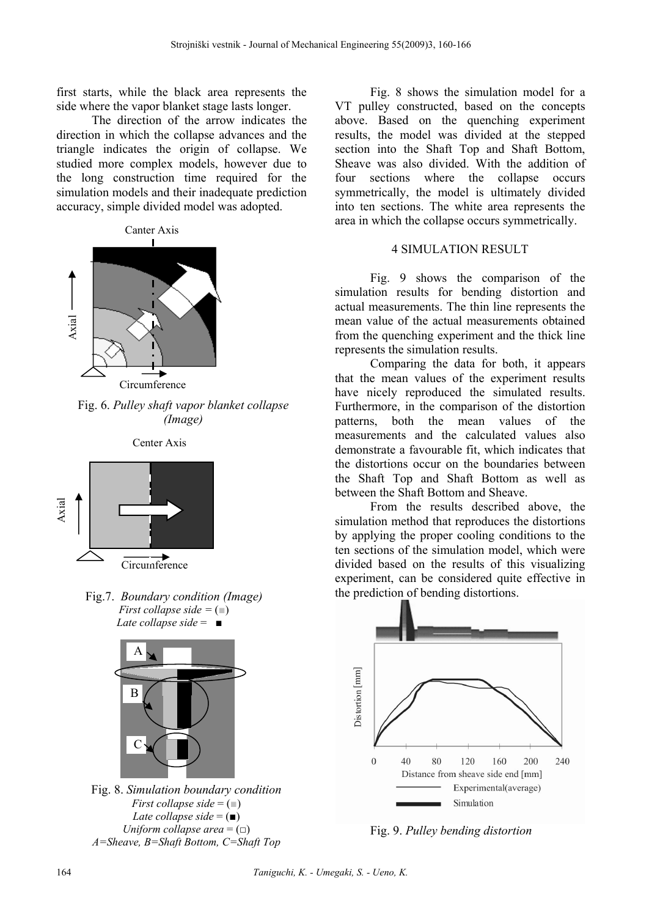first starts, while the black area represents the side where the vapor blanket stage lasts longer.

The direction of the arrow indicates the direction in which the collapse advances and the triangle indicates the origin of collapse. We studied more complex models, however due to the long construction time required for the simulation models and their inadequate prediction accuracy, simple divided model was adopted.

Fig. 6. *Pulley shaft vapor blanket collapse (Image)*

Fig.7. *Boundary condition (Image)*
*First collapse side* = (■)
*Late collapse side* = ■

Fig. 8. *Simulation boundary condition*
*First collapse side* = (■)
*Late collapse side* = (■)
*Uniform collapse area* = (□)
*A=Sheave, B=Shaft Bottom, C=Shaft Top*

Fig. 8 shows the simulation model for a VT pulley constructed, based on the concepts above. Based on the quenching experiment results, the model was divided at the stepped section into the Shaft Top and Shaft Bottom, Sheave was also divided. With the addition of four sections where the collapse occurs symmetrically, the model is ultimately divided into ten sections. The white area represents the area in which the collapse occurs symmetrically.

## 4 SIMULATION RESULT

Fig. 9 shows the comparison of the simulation results for bending distortion and actual measurements. The thin line represents the mean value of the actual measurements obtained from the quenching experiment and the thick line represents the simulation results.

Comparing the data for both, it appears that the mean values of the experiment results have nicely reproduced the simulated results. Furthermore, in the comparison of the distortion patterns, both the mean values of the measurements and the calculated values also demonstrate a favourable fit, which indicates that the distortions occur on the boundaries between the Shaft Top and Shaft Bottom as well as between the Shaft Bottom and Sheave.

From the results described above, the simulation method that reproduces the distortions by applying the proper cooling conditions to the ten sections of the simulation model, which were divided based on the results of this visualizing experiment, can be considered quite effective in the prediction of bending distortions.

Fig. 9. *Pulley bending distortion*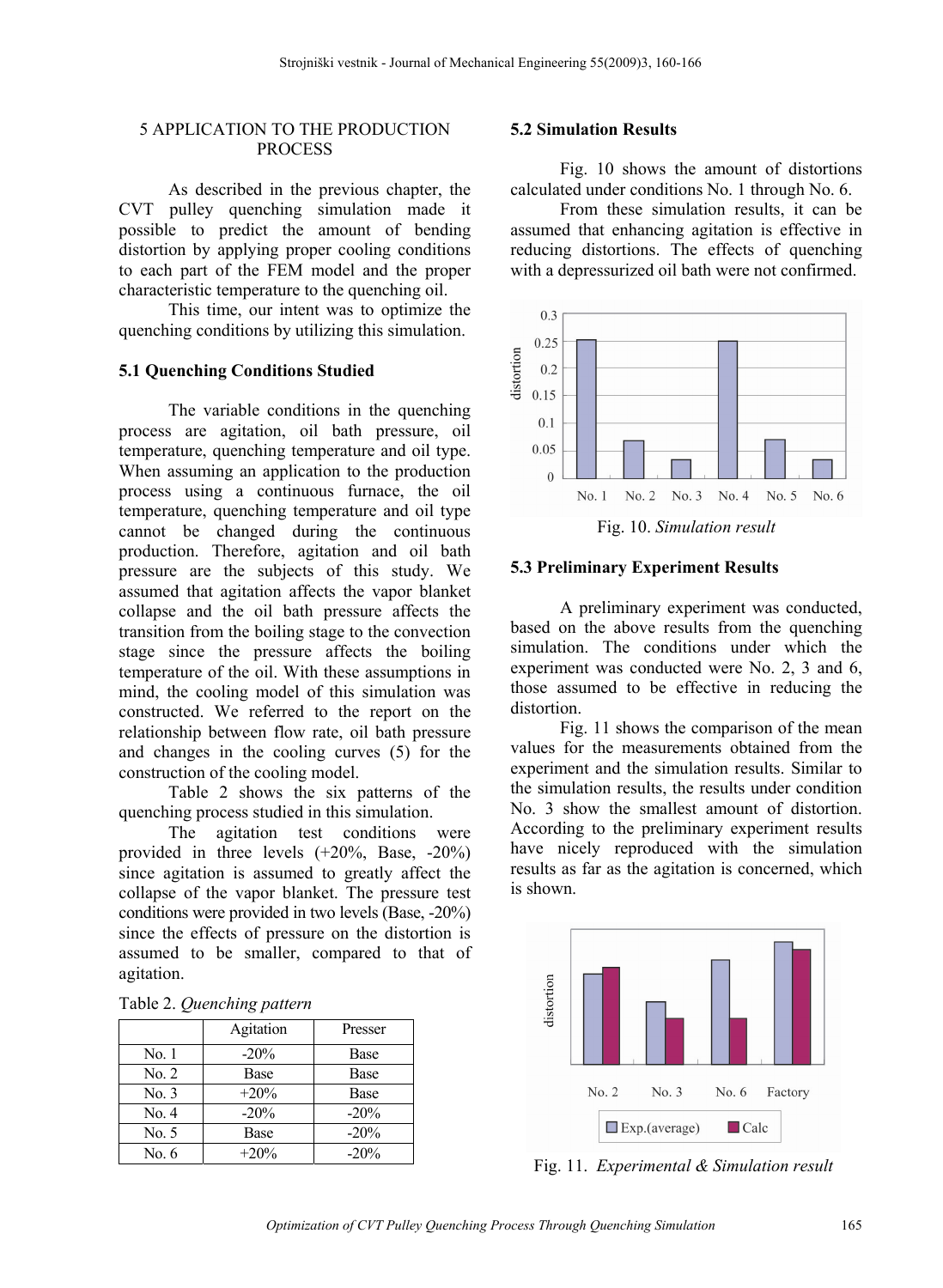## 5 APPLICATION TO THE PRODUCTION PROCESS

As described in the previous chapter, the CVT pulley quenching simulation made it possible to predict the amount of bending distortion by applying proper cooling conditions to each part of the FEM model and the proper characteristic temperature to the quenching oil.

This time, our intent was to optimize the quenching conditions by utilizing this simulation.

### 5.1 Quenching Conditions Studied

The variable conditions in the quenching process are agitation, oil bath pressure, oil temperature, quenching temperature and oil type. When assuming an application to the production process using a continuous furnace, the oil temperature, quenching temperature and oil type cannot be changed during the continuous production. Therefore, agitation and oil bath pressure are the subjects of this study. We assumed that agitation affects the vapor blanket collapse and the oil bath pressure affects the transition from the boiling stage to the convection stage since the pressure affects the boiling temperature of the oil. With these assumptions in mind, the cooling model of this simulation was constructed. We referred to the report on the relationship between flow rate, oil bath pressure and changes in the cooling curves (5) for the construction of the cooling model.

Table 2 shows the six patterns of the quenching process studied in this simulation.

The agitation test conditions were provided in three levels (+20%, Base, -20%) since agitation is assumed to greatly affect the collapse of the vapor blanket. The pressure test conditions were provided in two levels (Base, -20%) since the effects of pressure on the distortion is assumed to be smaller, compared to that of agitation.

Table 2. *Quenching pattern*

| | Agitation | Presser |
|---|---|---|
| No. 1 | -20% | Base |
| No. 2 | Base | Base |
| No. 3 | +20% | Base |
| No. 4 | -20% | -20% |
| No. 5 | Base | -20% |
| No. 6 | +20% | -20% |

### 5.2 Simulation Results

Fig. 10 shows the amount of distortions calculated under conditions No. 1 through No. 6.

From these simulation results, it can be assumed that enhancing agitation is effective in reducing distortions. The effects of quenching with a depressurized oil bath were not confirmed.

Fig. 10. *Simulation result*

### 5.3 Preliminary Experiment Results

A preliminary experiment was conducted, based on the above results from the quenching simulation. The conditions under which the experiment was conducted were No. 2, 3 and 6, those assumed to be effective in reducing the distortion.

Fig. 11 shows the comparison of the mean values for the measurements obtained from the experiment and the simulation results. Similar to the simulation results, the results under condition No. 3 show the smallest amount of distortion. According to the preliminary experiment results have nicely reproduced with the simulation results as far as the agitation is concerned, which is shown.

Fig. 11. *Experimental & Simulation result*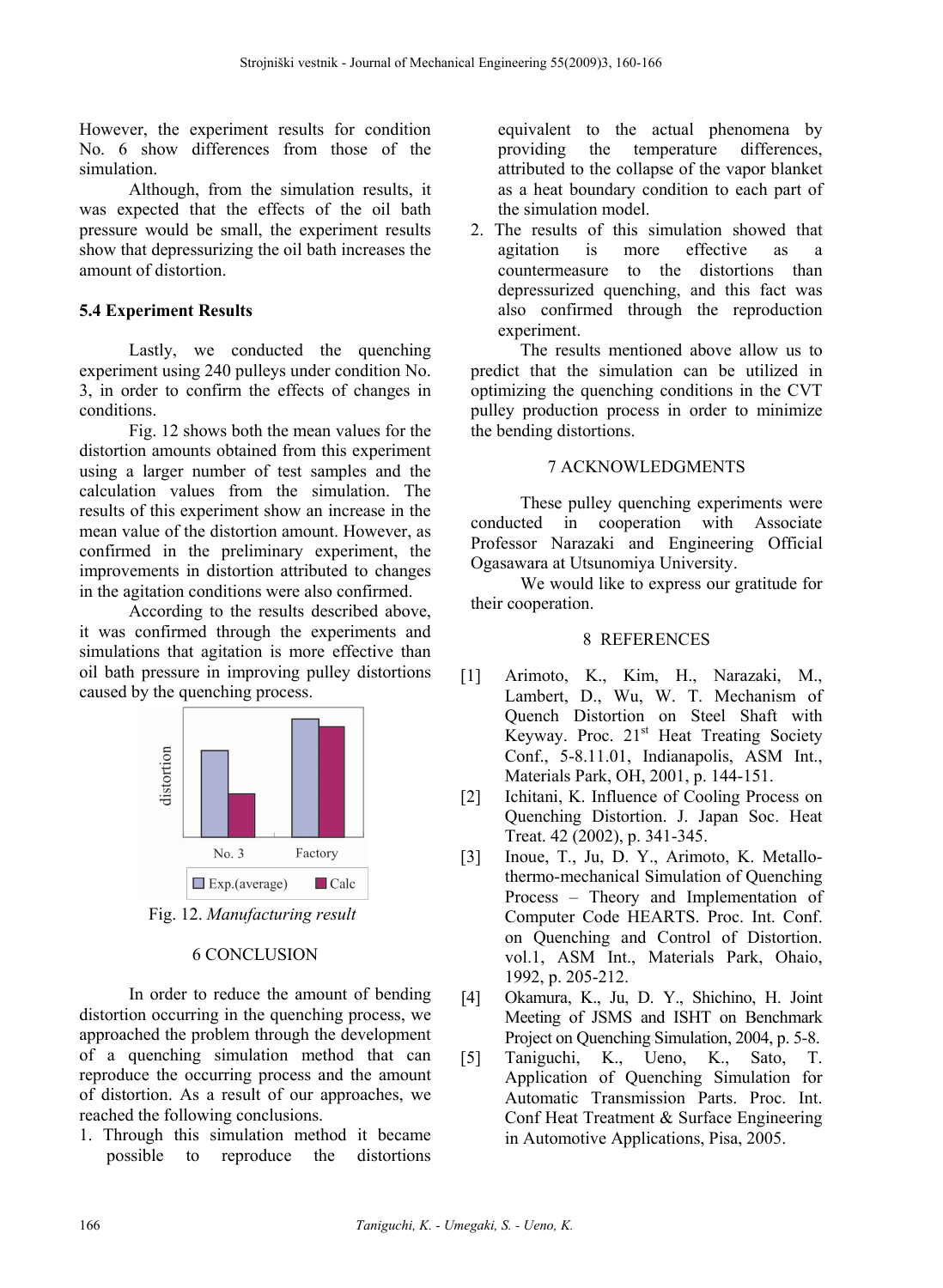However, the experiment results for condition No. 6 show differences from those of the simulation.

Although, from the simulation results, it was expected that the effects of the oil bath pressure would be small, the experiment results show that depressurizing the oil bath increases the amount of distortion.

### 5.4 Experiment Results

Lastly, we conducted the quenching experiment using 240 pulleys under condition No. 3, in order to confirm the effects of changes in conditions.

Fig. 12 shows both the mean values for the distortion amounts obtained from this experiment using a larger number of test samples and the calculation values from the simulation. The results of this experiment show an increase in the mean value of the distortion amount. However, as confirmed in the preliminary experiment, the improvements in distortion attributed to changes in the agitation conditions were also confirmed.

According to the results described above, it was confirmed through the experiments and simulations that agitation is more effective than oil bath pressure in improving pulley distortions caused by the quenching process.

distortion

No. 3

Factory

Exp.(average)

Calc

Fig. 12. *Manufacturing result*

## 6 CONCLUSION

In order to reduce the amount of bending distortion occurring in the quenching process, we approached the problem through the development of a quenching simulation method that can reproduce the occurring process and the amount of distortion. As a result of our approaches, we reached the following conclusions.

1. Through this simulation method it became possible to reproduce the distortions equivalent to the actual phenomena by providing the temperature differences, attributed to the collapse of the vapor blanket as a heat boundary condition to each part of the simulation model.
2. The results of this simulation showed that agitation is more effective as a countermeasure to the distortions than depressurized quenching, and this fact was also confirmed through the reproduction experiment.

The results mentioned above allow us to predict that the simulation can be utilized in optimizing the quenching conditions in the CVT pulley production process in order to minimize the bending distortions.

## 7 ACKNOWLEDGMENTS

These pulley quenching experiments were conducted in cooperation with Associate Professor Narazaki and Engineering Official Ogasawara at Utsunomiya University.

We would like to express our gratitude for their cooperation.

## 8 REFERENCES

[1] Arimoto, K., Kim, H., Narazaki, M., Lambert, D., Wu, W. T. Mechanism of Quench Distortion on Steel Shaft with Keyway. Proc. 21st Heat Treating Society Conf., 5-8.11.01, Indianapolis, ASM Int., Materials Park, OH, 2001, p. 144-151.

[2] Ichitani, K. Influence of Cooling Process on Quenching Distortion. J. Japan Soc. Heat Treat. 42 (2002), p. 341-345.

[3] Inoue, T., Ju, D. Y., Arimoto, K. Metallo-thermo-mechanical Simulation of Quenching Process – Theory and Implementation of Computer Code HEARTS. Proc. Int. Conf. on Quenching and Control of Distortion. vol.1, ASM Int., Materials Park, Ohaio, 1992, p. 205-212.

[4] Okamura, K., Ju, D. Y., Shichino, H. Joint Meeting of JSMS and ISHT on Benchmark Project on Quenching Simulation, 2004, p. 5-8.

[5] Taniguchi, K., Ueno, K., Sato, T. Application of Quenching Simulation for Automatic Transmission Parts. Proc. Int. Conf Heat Treatment & Surface Engineering in Automotive Applications, Pisa, 2005.